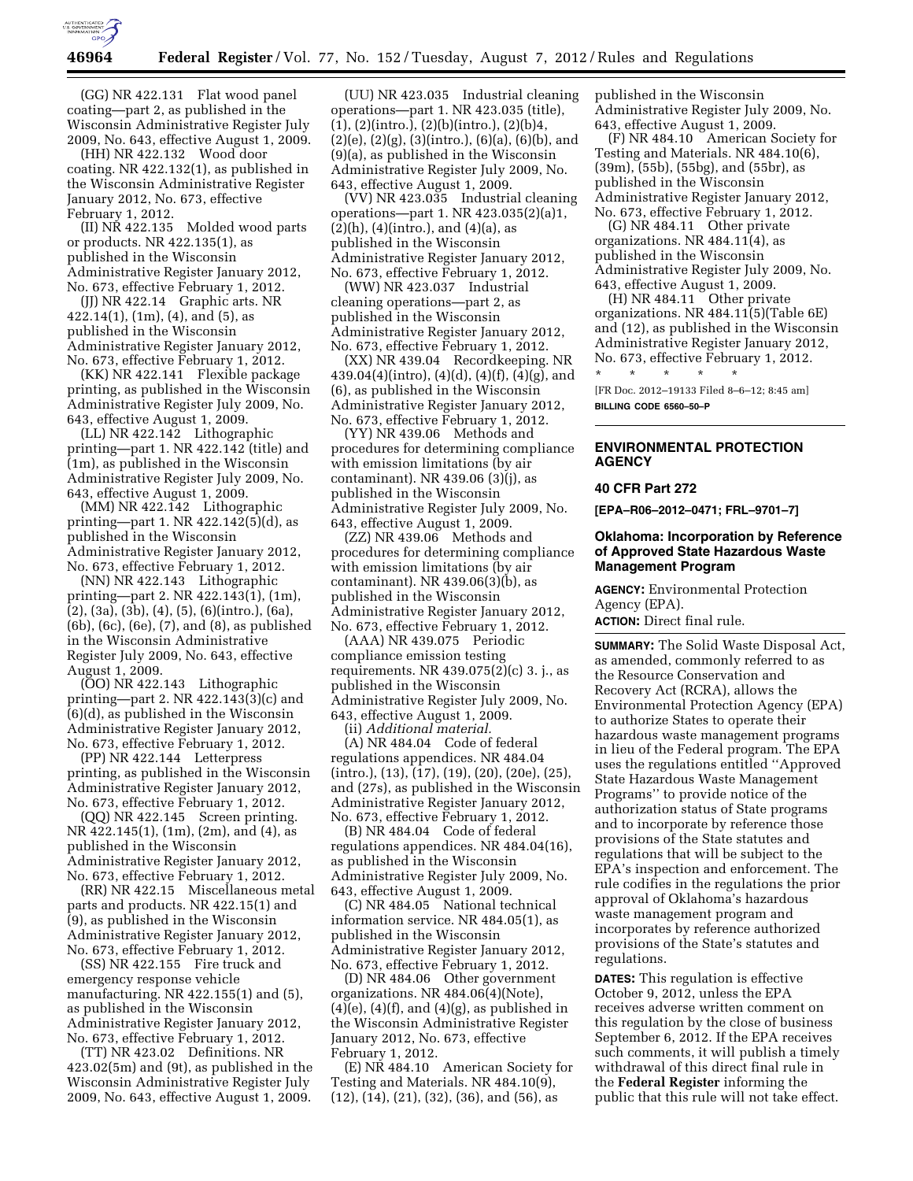(GG) NR 422.131 Flat wood panel coating—part 2, as published in the Wisconsin Administrative Register July 2009, No. 643, effective August 1, 2009.

(HH) NR 422.132 Wood door coating. NR 422.132(1), as published in the Wisconsin Administrative Register January 2012, No. 673, effective February 1, 2012.

(II) NR 422.135 Molded wood parts or products. NR 422.135(1), as published in the Wisconsin Administrative Register January 2012, No. 673, effective February 1, 2012.

(JJ) NR 422.14 Graphic arts. NR 422.14(1), (1m), (4), and (5), as published in the Wisconsin Administrative Register January 2012, No. 673, effective February 1, 2012.

(KK) NR 422.141 Flexible package printing, as published in the Wisconsin Administrative Register July 2009, No. 643, effective August 1, 2009.

(LL) NR 422.142 Lithographic printing—part 1. NR 422.142 (title) and (1m), as published in the Wisconsin Administrative Register July 2009, No. 643, effective August 1, 2009.

(MM) NR 422.142 Lithographic printing—part 1. NR 422.142(5)(d), as published in the Wisconsin Administrative Register January 2012, No. 673, effective February 1, 2012.

(NN) NR 422.143 Lithographic printing—part 2. NR 422.143(1), (1m), (2), (3a), (3b), (4), (5), (6)(intro.), (6a), (6b), (6c), (6e), (7), and (8), as published in the Wisconsin Administrative Register July 2009, No. 643, effective August 1, 2009.

(OO) NR 422.143 Lithographic printing—part 2. NR 422.143(3)(c) and (6)(d), as published in the Wisconsin Administrative Register January 2012, No. 673, effective February 1, 2012.

(PP) NR 422.144 Letterpress printing, as published in the Wisconsin Administrative Register January 2012, No. 673, effective February 1, 2012.

(QQ) NR 422.145 Screen printing. NR 422.145(1), (1m), (2m), and (4), as published in the Wisconsin Administrative Register January 2012, No. 673, effective February 1, 2012.

(RR) NR 422.15 Miscellaneous metal parts and products. NR 422.15(1) and (9), as published in the Wisconsin Administrative Register January 2012, No. 673, effective February 1, 2012.

(SS) NR 422.155 Fire truck and emergency response vehicle manufacturing. NR 422.155(1) and (5), as published in the Wisconsin Administrative Register January 2012, No. 673, effective February 1, 2012.

(TT) NR 423.02 Definitions. NR 423.02(5m) and (9t), as published in the Wisconsin Administrative Register July 2009, No. 643, effective August 1, 2009.

(UU) NR 423.035 Industrial cleaning operations—part 1. NR 423.035 (title), (1), (2)(intro.), (2)(b)(intro.), (2)(b)4, (2)(e), (2)(g), (3)(intro.), (6)(a), (6)(b), and (9)(a), as published in the Wisconsin Administrative Register July 2009, No. 643, effective August 1, 2009.

(VV) NR 423.035 Industrial cleaning operations—part 1. NR 423.035(2)(a)1, (2)(h), (4)(intro.), and (4)(a), as published in the Wisconsin Administrative Register January 2012, No. 673, effective February 1, 2012.

(WW) NR 423.037 Industrial cleaning operations—part 2, as published in the Wisconsin Administrative Register January 2012, No. 673, effective February 1, 2012.

(XX) NR 439.04 Recordkeeping. NR 439.04(4)(intro), (4)(d), (4)(f), (4)(g), and (6), as published in the Wisconsin Administrative Register January 2012, No. 673, effective February 1, 2012.

(YY) NR 439.06 Methods and procedures for determining compliance with emission limitations (by air contaminant). NR 439.06 (3)(j), as published in the Wisconsin Administrative Register July 2009, No. 643, effective August 1, 2009.

(ZZ) NR 439.06 Methods and procedures for determining compliance with emission limitations (by air contaminant). NR 439.06(3)(b), as published in the Wisconsin Administrative Register January 2012, No. 673, effective February 1, 2012.

(AAA) NR 439.075 Periodic compliance emission testing requirements. NR 439.075(2)(c) 3. j., as published in the Wisconsin Administrative Register July 2009, No. 643, effective August 1, 2009.

(ii) *Additional material.*

(A) NR 484.04 Code of federal regulations appendices. NR 484.04 (intro.), (13), (17), (19), (20), (20e), (25), and (27s), as published in the Wisconsin Administrative Register January 2012, No. 673, effective February 1, 2012.

(B) NR 484.04 Code of federal regulations appendices. NR 484.04(16), as published in the Wisconsin Administrative Register July 2009, No. 643, effective August 1, 2009.

(C) NR 484.05 National technical information service. NR 484.05(1), as published in the Wisconsin Administrative Register January 2012, No. 673, effective February 1, 2012.

(D) NR 484.06 Other government organizations. NR 484.06(4)(Note), (4)(e), (4)(f), and (4)(g), as published in the Wisconsin Administrative Register January 2012, No. 673, effective February 1, 2012.

(E) NR 484.10 American Society for Testing and Materials. NR 484.10(9), (12), (14), (21), (32), (36), and (56), as published in the Wisconsin Administrative Register July 2009, No. 643, effective August 1, 2009.

(F) NR 484.10 American Society for Testing and Materials. NR 484.10(6), (39m), (55b), (55bg), and (55br), as published in the Wisconsin Administrative Register January 2012, No. 673, effective February 1, 2012.

(G) NR 484.11 Other private organizations. NR 484.11(4), as published in the Wisconsin Administrative Register July 2009, No. 643, effective August 1, 2009.

(H) NR 484.11 Other private organizations. NR 484.11(5)(Table 6E) and (12), as published in the Wisconsin Administrative Register January 2012, No. 673, effective February 1, 2012.

\* \* \* \* \*

[FR Doc. 2012–19133 Filed 8–6–12; 8:45 am]

**BILLING CODE 6560–50–P**

---

## ENVIRONMENTAL PROTECTION AGENCY

### 40 CFR Part 272

**[EPA–R06–2012–0471; FRL–9701–7]**

### Oklahoma: Incorporation by Reference of Approved State Hazardous Waste Management Program

**AGENCY:** Environmental Protection Agency (EPA).

**ACTION:** Direct final rule.

**SUMMARY:** The Solid Waste Disposal Act, as amended, commonly referred to as the Resource Conservation and Recovery Act (RCRA), allows the Environmental Protection Agency (EPA) to authorize States to operate their hazardous waste management programs in lieu of the Federal program. The EPA uses the regulations entitled ''Approved State Hazardous Waste Management Programs'' to provide notice of the authorization status of State programs and to incorporate by reference those provisions of the State statutes and regulations that will be subject to the EPA's inspection and enforcement. The rule codifies in the regulations the prior approval of Oklahoma's hazardous waste management program and incorporates by reference authorized provisions of the State's statutes and regulations.

**DATES:** This regulation is effective October 9, 2012, unless the EPA receives adverse written comment on this regulation by the close of business September 6, 2012. If the EPA receives such comments, it will publish a timely withdrawal of this direct final rule in the **Federal Register** informing the public that this rule will not take effect.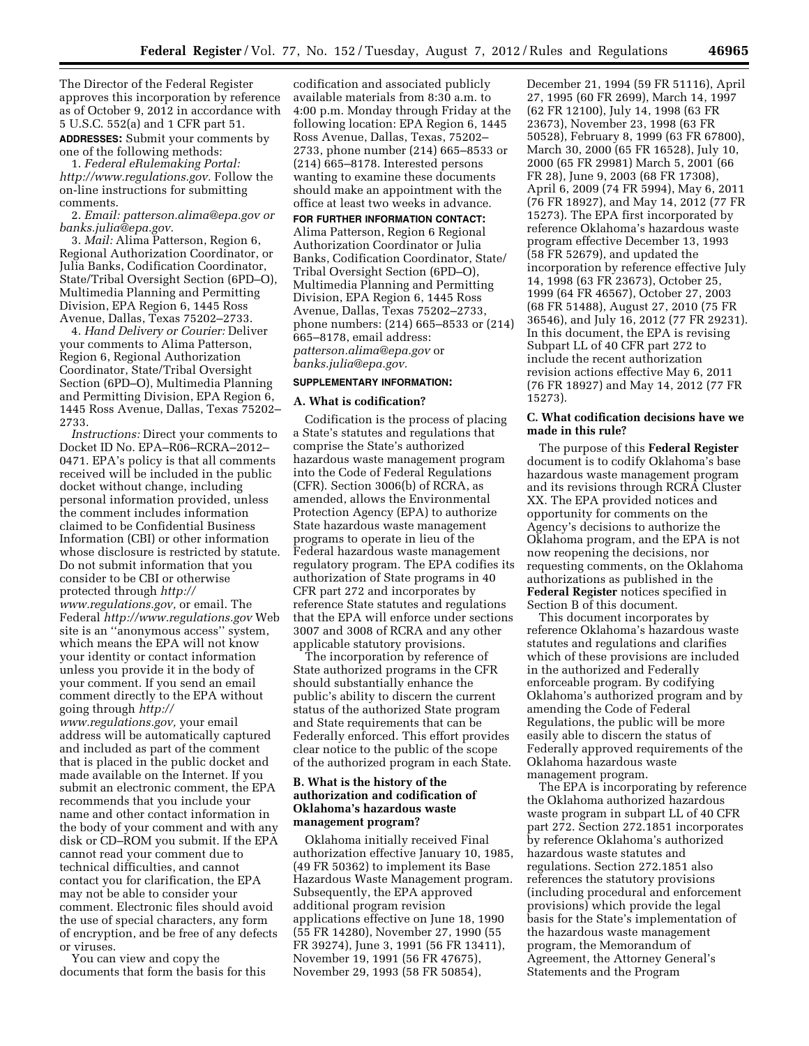The Director of the Federal Register approves this incorporation by reference as of October 9, 2012 in accordance with 5 U.S.C. 552(a) and 1 CFR part 51.

**ADDRESSES:** Submit your comments by one of the following methods:

1. *Federal eRulemaking Portal: http://www.regulations.gov.* Follow the on-line instructions for submitting comments.
2. *Email: patterson.alima@epa.gov or banks.julia@epa.gov.*
3. *Mail:* Alima Patterson, Region 6, Regional Authorization Coordinator, or Julia Banks, Codification Coordinator, State/Tribal Oversight Section (6PD–O), Multimedia Planning and Permitting Division, EPA Region 6, 1445 Ross Avenue, Dallas, Texas 75202–2733.
4. *Hand Delivery or Courier:* Deliver your comments to Alima Patterson, Region 6, Regional Authorization Coordinator, State/Tribal Oversight Section (6PD–O), Multimedia Planning and Permitting Division, EPA Region 6, 1445 Ross Avenue, Dallas, Texas 75202–2733.

*Instructions:* Direct your comments to Docket ID No. EPA–R06–RCRA–2012–0471. EPA's policy is that all comments received will be included in the public docket without change, including personal information provided, unless the comment includes information claimed to be Confidential Business Information (CBI) or other information whose disclosure is restricted by statute. Do not submit information that you consider to be CBI or otherwise protected through *http://www.regulations.gov,* or email. The Federal *http://www.regulations.gov* Web site is an ''anonymous access'' system, which means the EPA will not know your identity or contact information unless you provide it in the body of your comment. If you send an email comment directly to the EPA without going through *http://www.regulations.gov,* your email address will be automatically captured and included as part of the comment that is placed in the public docket and made available on the Internet. If you submit an electronic comment, the EPA recommends that you include your name and other contact information in the body of your comment and with any disk or CD–ROM you submit. If the EPA cannot read your comment due to technical difficulties, and cannot contact you for clarification, the EPA may not be able to consider your comment. Electronic files should avoid the use of special characters, any form of encryption, and be free of any defects or viruses.

You can view and copy the documents that form the basis for this codification and associated publicly available materials from 8:30 a.m. to 4:00 p.m. Monday through Friday at the following location: EPA Region 6, 1445 Ross Avenue, Dallas, Texas, 75202–2733, phone number (214) 665–8533 or (214) 665–8178. Interested persons wanting to examine these documents should make an appointment with the office at least two weeks in advance.

**FOR FURTHER INFORMATION CONTACT:** Alima Patterson, Region 6 Regional Authorization Coordinator or Julia Banks, Codification Coordinator, State/Tribal Oversight Section (6PD–O), Multimedia Planning and Permitting Division, EPA Region 6, 1445 Ross Avenue, Dallas, Texas 75202–2733, phone numbers: (214) 665–8533 or (214) 665–8178, email address: *patterson.alima@epa.gov* or *banks.julia@epa.gov.*

**SUPPLEMENTARY INFORMATION:**

### A. What is codification?

Codification is the process of placing a State's statutes and regulations that comprise the State's authorized hazardous waste management program into the Code of Federal Regulations (CFR). Section 3006(b) of RCRA, as amended, allows the Environmental Protection Agency (EPA) to authorize State hazardous waste management programs to operate in lieu of the Federal hazardous waste management regulatory program. The EPA codifies its authorization of State programs in 40 CFR part 272 and incorporates by reference State statutes and regulations that the EPA will enforce under sections 3007 and 3008 of RCRA and any other applicable statutory provisions.

The incorporation by reference of State authorized programs in the CFR should substantially enhance the public's ability to discern the current status of the authorized State program and State requirements that can be Federally enforced. This effort provides clear notice to the public of the scope of the authorized program in each State.

### B. What is the history of the authorization and codification of Oklahoma's hazardous waste management program?

Oklahoma initially received Final authorization effective January 10, 1985, (49 FR 50362) to implement its Base Hazardous Waste Management program. Subsequently, the EPA approved additional program revision applications effective on June 18, 1990 (55 FR 14280), November 27, 1990 (55 FR 39274), June 3, 1991 (56 FR 13411), November 19, 1991 (56 FR 47675), November 29, 1993 (58 FR 50854), December 21, 1994 (59 FR 51116), April 27, 1995 (60 FR 2699), March 14, 1997 (62 FR 12100), July 14, 1998 (63 FR 23673), November 23, 1998 (63 FR 50528), February 8, 1999 (63 FR 67800), March 30, 2000 (65 FR 16528), July 10, 2000 (65 FR 29981) March 5, 2001 (66 FR 28), June 9, 2003 (68 FR 17308), April 6, 2009 (74 FR 5994), May 6, 2011 (76 FR 18927), and May 14, 2012 (77 FR 15273). The EPA first incorporated by reference Oklahoma's hazardous waste program effective December 13, 1993 (58 FR 52679), and updated the incorporation by reference effective July 14, 1998 (63 FR 23673), October 25, 1999 (64 FR 46567), October 27, 2003 (68 FR 51488), August 27, 2010 (75 FR 36546), and July 16, 2012 (77 FR 29231). In this document, the EPA is revising Subpart LL of 40 CFR part 272 to include the recent authorization revision actions effective May 6, 2011 (76 FR 18927) and May 14, 2012 (77 FR 15273).

### C. What codification decisions have we made in this rule?

The purpose of this **Federal Register** document is to codify Oklahoma's base hazardous waste management program and its revisions through RCRA Cluster XX. The EPA provided notices and opportunity for comments on the Agency's decisions to authorize the Oklahoma program, and the EPA is not now reopening the decisions, nor requesting comments, on the Oklahoma authorizations as published in the **Federal Register** notices specified in Section B of this document.

This document incorporates by reference Oklahoma's hazardous waste statutes and regulations and clarifies which of these provisions are included in the authorized and Federally enforceable program. By codifying Oklahoma's authorized program and by amending the Code of Federal Regulations, the public will be more easily able to discern the status of Federally approved requirements of the Oklahoma hazardous waste management program.

The EPA is incorporating by reference the Oklahoma authorized hazardous waste program in subpart LL of 40 CFR part 272. Section 272.1851 incorporates by reference Oklahoma's authorized hazardous waste statutes and regulations. Section 272.1851 also references the statutory provisions (including procedural and enforcement provisions) which provide the legal basis for the State's implementation of the hazardous waste management program, the Memorandum of Agreement, the Attorney General's Statements and the Program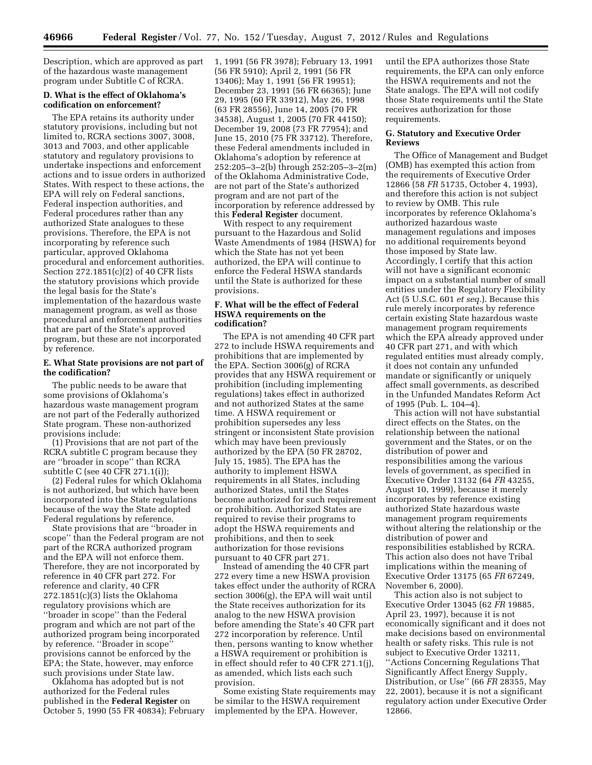Description, which are approved as part of the hazardous waste management program under Subtitle C of RCRA.

### D. What is the effect of Oklahoma's codification on enforcement?

The EPA retains its authority under statutory provisions, including but not limited to, RCRA sections 3007, 3008, 3013 and 7003, and other applicable statutory and regulatory provisions to undertake inspections and enforcement actions and to issue orders in authorized States. With respect to these actions, the EPA will rely on Federal sanctions, Federal inspection authorities, and Federal procedures rather than any authorized State analogues to these provisions. Therefore, the EPA is not incorporating by reference such particular, approved Oklahoma procedural and enforcement authorities. Section 272.1851(c)(2) of 40 CFR lists the statutory provisions which provide the legal basis for the State's implementation of the hazardous waste management program, as well as those procedural and enforcement authorities that are part of the State's approved program, but these are not incorporated by reference.

### E. What State provisions are not part of the codification?

The public needs to be aware that some provisions of Oklahoma's hazardous waste management program are not part of the Federally authorized State program. These non-authorized provisions include:

(1) Provisions that are not part of the RCRA subtitle C program because they are "broader in scope" than RCRA subtitle C (see 40 CFR 271.1(i));

(2) Federal rules for which Oklahoma is not authorized, but which have been incorporated into the State regulations because of the way the State adopted Federal regulations by reference.

State provisions that are "broader in scope" than the Federal program are not part of the RCRA authorized program and the EPA will not enforce them. Therefore, they are not incorporated by reference in 40 CFR part 272. For reference and clarity, 40 CFR 272.1851(c)(3) lists the Oklahoma regulatory provisions which are "broader in scope" than the Federal program and which are not part of the authorized program being incorporated by reference. "Broader in scope" provisions cannot be enforced by the EPA; the State, however, may enforce such provisions under State law.

Oklahoma has adopted but is not authorized for the Federal rules published in the **Federal Register** on October 5, 1990 (55 FR 40834); February 1, 1991 (56 FR 3978); February 13, 1991 (56 FR 5910); April 2, 1991 (56 FR 13406); May 1, 1991 (56 FR 19951); December 23, 1991 (56 FR 66365); June 29, 1995 (60 FR 33912), May 26, 1998 (63 FR 28556), June 14, 2005 (70 FR 34538), August 1, 2005 (70 FR 44150); December 19, 2008 (73 FR 77954); and June 15, 2010 (75 FR 33712). Therefore, these Federal amendments included in Oklahoma's adoption by reference at 252:205–3–2(b) through 252:205–3–2(m) of the Oklahoma Administrative Code, are not part of the State's authorized program and are not part of the incorporation by reference addressed by this **Federal Register** document.

With respect to any requirement pursuant to the Hazardous and Solid Waste Amendments of 1984 (HSWA) for which the State has not yet been authorized, the EPA will continue to enforce the Federal HSWA standards until the State is authorized for these provisions.

### F. What will be the effect of Federal HSWA requirements on the codification?

The EPA is not amending 40 CFR part 272 to include HSWA requirements and prohibitions that are implemented by the EPA. Section 3006(g) of RCRA provides that any HSWA requirement or prohibition (including implementing regulations) takes effect in authorized and not authorized States at the same time. A HSWA requirement or prohibition supersedes any less stringent or inconsistent State provision which may have been previously authorized by the EPA (50 FR 28702, July 15, 1985). The EPA has the authority to implement HSWA requirements in all States, including authorized States, until the States become authorized for such requirement or prohibition. Authorized States are required to revise their programs to adopt the HSWA requirements and prohibitions, and then to seek authorization for those revisions pursuant to 40 CFR part 271.

Instead of amending the 40 CFR part 272 every time a new HSWA provision takes effect under the authority of RCRA section 3006(g), the EPA will wait until the State receives authorization for its analog to the new HSWA provision before amending the State's 40 CFR part 272 incorporation by reference. Until then, persons wanting to know whether a HSWA requirement or prohibition is in effect should refer to 40 CFR 271.1(j), as amended, which lists each such provision.

Some existing State requirements may be similar to the HSWA requirement implemented by the EPA. However, until the EPA authorizes those State requirements, the EPA can only enforce the HSWA requirements and not the State analogs. The EPA will not codify those State requirements until the State receives authorization for those requirements.

### G. Statutory and Executive Order Reviews

The Office of Management and Budget (OMB) has exempted this action from the requirements of Executive Order 12866 (58 *FR* 51735, October 4, 1993), and therefore this action is not subject to review by OMB. This rule incorporates by reference Oklahoma's authorized hazardous waste management regulations and imposes no additional requirements beyond those imposed by State law. Accordingly, I certify that this action will not have a significant economic impact on a substantial number of small entities under the Regulatory Flexibility Act (5 U.S.C. 601 *et seq.*). Because this rule merely incorporates by reference certain existing State hazardous waste management program requirements which the EPA already approved under 40 CFR part 271, and with which regulated entities must already comply, it does not contain any unfunded mandate or significantly or uniquely affect small governments, as described in the Unfunded Mandates Reform Act of 1995 (Pub. L. 104–4).

This action will not have substantial direct effects on the States, on the relationship between the national government and the States, or on the distribution of power and responsibilities among the various levels of government, as specified in Executive Order 13132 (64 *FR* 43255, August 10, 1999), because it merely incorporates by reference existing authorized State hazardous waste management program requirements without altering the relationship or the distribution of power and responsibilities established by RCRA. This action also does not have Tribal implications within the meaning of Executive Order 13175 (65 *FR* 67249, November 6, 2000).

This action also is not subject to Executive Order 13045 (62 *FR* 19885, April 23, 1997), because it is not economically significant and it does not make decisions based on environmental health or safety risks. This rule is not subject to Executive Order 13211, "Actions Concerning Regulations That Significantly Affect Energy Supply, Distribution, or Use" (66 *FR* 28355, May 22, 2001), because it is not a significant regulatory action under Executive Order 12866.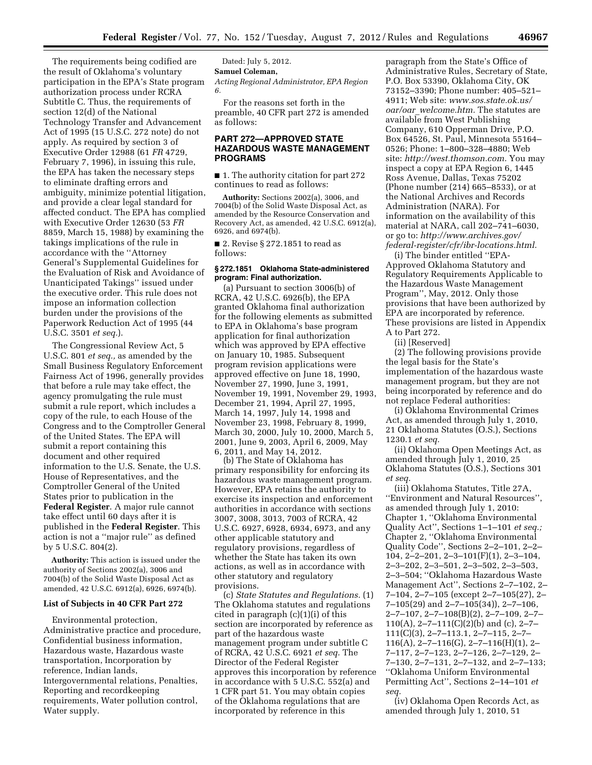The requirements being codified are the result of Oklahoma's voluntary participation in the EPA's State program authorization process under RCRA Subtitle C. Thus, the requirements of section 12(d) of the National Technology Transfer and Advancement Act of 1995 (15 U.S.C. 272 note) do not apply. As required by section 3 of Executive Order 12988 (61 *FR* 4729, February 7, 1996), in issuing this rule, the EPA has taken the necessary steps to eliminate drafting errors and ambiguity, minimize potential litigation, and provide a clear legal standard for affected conduct. The EPA has complied with Executive Order 12630 (53 *FR* 8859, March 15, 1988) by examining the takings implications of the rule in accordance with the ''Attorney General's Supplemental Guidelines for the Evaluation of Risk and Avoidance of Unanticipated Takings'' issued under the executive order. This rule does not impose an information collection burden under the provisions of the Paperwork Reduction Act of 1995 (44 U.S.C. 3501 *et seq.*).

The Congressional Review Act, 5 U.S.C. 801 *et seq.,* as amended by the Small Business Regulatory Enforcement Fairness Act of 1996, generally provides that before a rule may take effect, the agency promulgating the rule must submit a rule report, which includes a copy of the rule, to each House of the Congress and to the Comptroller General of the United States. The EPA will submit a report containing this document and other required information to the U.S. Senate, the U.S. House of Representatives, and the Comptroller General of the United States prior to publication in the **Federal Register**. A major rule cannot take effect until 60 days after it is published in the **Federal Register**. This action is not a ''major rule'' as defined by 5 U.S.C. 804(2).

**Authority:** This action is issued under the authority of Sections 2002(a), 3006 and 7004(b) of the Solid Waste Disposal Act as amended, 42 U.S.C. 6912(a), 6926, 6974(b).

### List of Subjects in 40 CFR Part 272

Environmental protection, Administrative practice and procedure, Confidential business information, Hazardous waste, Hazardous waste transportation, Incorporation by reference, Indian lands, Intergovernmental relations, Penalties, Reporting and recordkeeping requirements, Water pollution control, Water supply.

Dated: July 5, 2012.

**Samuel Coleman,**

*Acting Regional Administrator, EPA Region 6.*

For the reasons set forth in the preamble, 40 CFR part 272 is amended as follows:

## PART 272—APPROVED STATE HAZARDOUS WASTE MANAGEMENT PROGRAMS

■ 1. The authority citation for part 272 continues to read as follows:

**Authority:** Sections 2002(a), 3006, and 7004(b) of the Solid Waste Disposal Act, as amended by the Resource Conservation and Recovery Act, as amended, 42 U.S.C. 6912(a), 6926, and 6974(b).

■ 2. Revise § 272.1851 to read as follows:

### § 272.1851 Oklahoma State-administered program: Final authorization.

(a) Pursuant to section 3006(b) of RCRA, 42 U.S.C. 6926(b), the EPA granted Oklahoma final authorization for the following elements as submitted to EPA in Oklahoma's base program application for final authorization which was approved by EPA effective on January 10, 1985. Subsequent program revision applications were approved effective on June 18, 1990, November 27, 1990, June 3, 1991, November 19, 1991, November 29, 1993, December 21, 1994, April 27, 1995, March 14, 1997, July 14, 1998 and November 23, 1998, February 8, 1999, March 30, 2000, July 10, 2000, March 5, 2001, June 9, 2003, April 6, 2009, May 6, 2011, and May 14, 2012.

(b) The State of Oklahoma has primary responsibility for enforcing its hazardous waste management program. However, EPA retains the authority to exercise its inspection and enforcement authorities in accordance with sections 3007, 3008, 3013, 7003 of RCRA, 42 U.S.C. 6927, 6928, 6934, 6973, and any other applicable statutory and regulatory provisions, regardless of whether the State has taken its own actions, as well as in accordance with other statutory and regulatory provisions.

(c) *State Statutes and Regulations.* (1) The Oklahoma statutes and regulations cited in paragraph (c)(1)(i) of this section are incorporated by reference as part of the hazardous waste management program under subtitle C of RCRA, 42 U.S.C. 6921 *et seq.* The Director of the Federal Register approves this incorporation by reference in accordance with 5 U.S.C. 552(a) and 1 CFR part 51. You may obtain copies of the Oklahoma regulations that are incorporated by reference in this paragraph from the State's Office of Administrative Rules, Secretary of State, P.O. Box 53390, Oklahoma City, OK 73152–3390; Phone number: 405–521–4911; Web site: *www.sos.state.ok.us/oar/oar_welcome.htm.* The statutes are available from West Publishing Company, 610 Opperman Drive, P.O. Box 64526, St. Paul, Minnesota 55164–0526; Phone: 1–800–328–4880; Web site: *http://west.thomson.com.* You may inspect a copy at EPA Region 6, 1445 Ross Avenue, Dallas, Texas 75202 (Phone number (214) 665–8533), or at the National Archives and Records Administration (NARA). For information on the availability of this material at NARA, call 202–741–6030, or go to: *http://www.archives.gov/federal-register/cfr/ibr-locations.html.*

(i) The binder entitled ''EPA-Approved Oklahoma Statutory and Regulatory Requirements Applicable to the Hazardous Waste Management Program'', May, 2012. Only those provisions that have been authorized by EPA are incorporated by reference. These provisions are listed in Appendix A to Part 272.

(ii) [Reserved]

(2) The following provisions provide the legal basis for the State's implementation of the hazardous waste management program, but they are not being incorporated by reference and do not replace Federal authorities:

(i) Oklahoma Environmental Crimes Act, as amended through July 1, 2010, 21 Oklahoma Statutes (O.S.), Sections 1230.1 *et seq.*

(ii) Oklahoma Open Meetings Act, as amended through July 1, 2010, 25 Oklahoma Statutes (O.S.), Sections 301 *et seq.*

(iii) Oklahoma Statutes, Title 27A, ''Environment and Natural Resources'', as amended through July 1, 2010: Chapter 1, ''Oklahoma Environmental Quality Act'', Sections 1–1–101 *et seq.;* Chapter 2, ''Oklahoma Environmental Quality Code'', Sections 2–2–101, 2–2–104, 2–2–201, 2–3–101(F)(1), 2–3–104, 2–3–202, 2–3–501, 2–3–502, 2–3–503, 2–3–504; ''Oklahoma Hazardous Waste Management Act'', Sections 2–7–102, 2–7–104, 2–7–105 (except 2–7–105(27), 2–7–105(29) and 2–7–105(34)), 2–7–106, 2–7–107, 2–7–108(B)(2), 2–7–109, 2–7–110(A), 2–7–111(C)(2)(b) and (c), 2–7–111(C)(3), 2–7–113.1, 2–7–115, 2–7–116(A), 2–7–116(G), 2–7–116(H)(1), 2–7–117, 2–7–123, 2–7–126, 2–7–129, 2–7–130, 2–7–131, 2–7–132, and 2–7–133; ''Oklahoma Uniform Environmental Permitting Act'', Sections 2–14–101 *et seq.*

(iv) Oklahoma Open Records Act, as amended through July 1, 2010, 51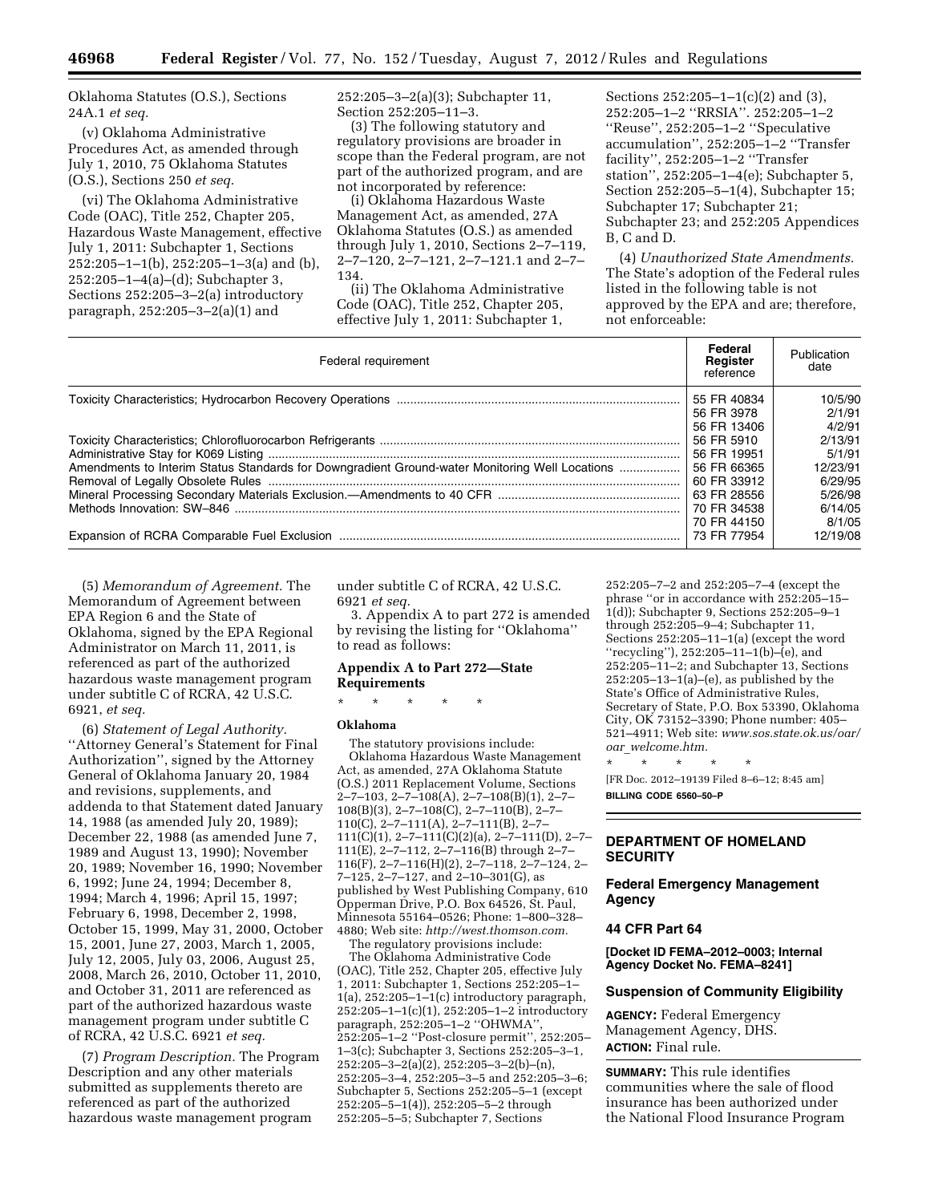Oklahoma Statutes (O.S.), Sections 24A.1 *et seq.*

(v) Oklahoma Administrative Procedures Act, as amended through July 1, 2010, 75 Oklahoma Statutes (O.S.), Sections 250 *et seq.*

(vi) The Oklahoma Administrative Code (OAC), Title 252, Chapter 205, Hazardous Waste Management, effective July 1, 2011: Subchapter 1, Sections 252:205–1–1(b), 252:205–1–3(a) and (b), 252:205–1–4(a)–(d); Subchapter 3, Sections 252:205–3–2(a) introductory paragraph, 252:205–3–2(a)(1) and 252:205–3–2(a)(3); Subchapter 11, Section 252:205–11–3.

(3) The following statutory and regulatory provisions are broader in scope than the Federal program, are not part of the authorized program, and are not incorporated by reference:

(i) Oklahoma Hazardous Waste Management Act, as amended, 27A Oklahoma Statutes (O.S.) as amended through July 1, 2010, Sections 2–7–119, 2–7–120, 2–7–121, 2–7–121.1 and 2–7–134.

(ii) The Oklahoma Administrative Code (OAC), Title 252, Chapter 205, effective July 1, 2011: Subchapter 1, Sections 252:205–1–1(c)(2) and (3), 252:205–1–2 ''RRSIA''. 252:205–1–2 ''Reuse'', 252:205–1–2 ''Speculative accumulation'', 252:205–1–2 ''Transfer facility'', 252:205–1–2 ''Transfer station'', 252:205–1–4(e); Subchapter 5, Section 252:205–5–1(4), Subchapter 15; Subchapter 17; Subchapter 21; Subchapter 23; and 252:205 Appendices B, C and D.

(4) *Unauthorized State Amendments.* The State's adoption of the Federal rules listed in the following table is not approved by the EPA and are; therefore, not enforceable:

| Federal requirement | Federal Register reference | Publication date |
|---|---|---|
| Toxicity Characteristics; Hydrocarbon Recovery Operations | 55 FR 40834<br>56 FR 3978<br>56 FR 13406 | 10/5/90<br>2/1/91<br>4/2/91 |
| Toxicity Characteristics; Chlorofluorocarbon Refrigerants | 56 FR 5910 | 2/13/91 |
| Administrative Stay for K069 Listing | 56 FR 19951 | 5/1/91 |
| Amendments to Interim Status Standards for Downgradient Ground-water Monitoring Well Locations | 56 FR 66365 | 12/23/91 |
| Removal of Legally Obsolete Rules | 60 FR 33912 | 6/29/95 |
| Mineral Processing Secondary Materials Exclusion.—Amendments to 40 CFR | 63 FR 28556 | 5/26/98 |
| Methods Innovation: SW–846 | 70 FR 34538<br>70 FR 44150 | 6/14/05<br>8/1/05 |
| Expansion of RCRA Comparable Fuel Exclusion | 73 FR 77954 | 12/19/08 |

(5) *Memorandum of Agreement.* The Memorandum of Agreement between EPA Region 6 and the State of Oklahoma, signed by the EPA Regional Administrator on March 11, 2011, is referenced as part of the authorized hazardous waste management program under subtitle C of RCRA, 42 U.S.C. 6921, *et seq.*

(6) *Statement of Legal Authority.* ''Attorney General's Statement for Final Authorization'', signed by the Attorney General of Oklahoma January 20, 1984 and revisions, supplements, and addenda to that Statement dated January 14, 1988 (as amended July 20, 1989); December 22, 1988 (as amended June 7, 1989 and August 13, 1990); November 20, 1989; November 16, 1990; November 6, 1992; June 24, 1994; December 8, 1994; March 4, 1996; April 15, 1997; February 6, 1998, December 2, 1998, October 15, 1999, May 31, 2000, October 15, 2001, June 27, 2003, March 1, 2005, July 12, 2005, July 03, 2006, August 25, 2008, March 26, 2010, October 11, 2010, and October 31, 2011 are referenced as part of the authorized hazardous waste management program under subtitle C of RCRA, 42 U.S.C. 6921 *et seq.*

(7) *Program Description.* The Program Description and any other materials submitted as supplements thereto are referenced as part of the authorized hazardous waste management program under subtitle C of RCRA, 42 U.S.C. 6921 *et seq.*

3. Appendix A to part 272 is amended by revising the listing for ''Oklahoma'' to read as follows:

## Appendix A to Part 272—State Requirements

\* \* \* \* \*

**Oklahoma**

The statutory provisions include:

Oklahoma Hazardous Waste Management Act, as amended, 27A Oklahoma Statute (O.S.) 2011 Replacement Volume, Sections 2–7–103, 2–7–108(A), 2–7–108(B)(1), 2–7–108(B)(3), 2–7–108(C), 2–7–110(B), 2–7–110(C), 2–7–111(A), 2–7–111(B), 2–7–111(C)(1), 2–7–111(C)(2)(a), 2–7–111(D), 2–7–111(E), 2–7–112, 2–7–116(B) through 2–7–116(F), 2–7–116(H)(2), 2–7–118, 2–7–124, 2–7–125, 2–7–127, and 2–10–301(G), as published by West Publishing Company, 610 Opperman Drive, P.O. Box 64526, St. Paul, Minnesota 55164–0526; Phone: 1–800–328–4880; Web site: *http://west.thomson.com.*

The regulatory provisions include:

The Oklahoma Administrative Code (OAC), Title 252, Chapter 205, effective July 1, 2011: Subchapter 1, Sections 252:205–1–1(a), 252:205–1–1(c) introductory paragraph, 252:205–1–1(c)(1), 252:205–1–2 introductory paragraph, 252:205–1–2 ''OHWMA'', 252:205–1–2 ''Post-closure permit'', 252:205–1–3(c); Subchapter 3, Sections 252:205–3–1, 252:205–3–2(a)(2), 252:205–3–2(b)–(n), 252:205–3–4, 252:205–3–5 and 252:205–3–6; Subchapter 5, Sections 252:205–5–1 (except 252:205–5–1(4)), 252:205–5–2 through 252:205–5–5; Subchapter 7, Sections 252:205–7–2 and 252:205–7–4 (except the phrase ''or in accordance with 252:205–15–1(d)); Subchapter 9, Sections 252:205–9–1 through 252:205–9–4; Subchapter 11, Sections 252:205–11–1(a) (except the word ''recycling''), 252:205–11–1(b)–(e), and 252:205–11–2; and Subchapter 13, Sections 252:205–13–1(a)–(e), as published by the State's Office of Administrative Rules, Secretary of State, P.O. Box 53390, Oklahoma City, OK 73152–3390; Phone number: 405–521–4911; Web site: *www.sos.state.ok.us/oar/oar_welcome.htm.*

\* \* \* \* \*

[FR Doc. 2012–19139 Filed 8–6–12; 8:45 am]

**BILLING CODE 6560–50–P**

---

## DEPARTMENT OF HOMELAND SECURITY

## Federal Emergency Management Agency

## 44 CFR Part 64

**[Docket ID FEMA–2012–0003; Internal Agency Docket No. FEMA–8241]**

## Suspension of Community Eligibility

**AGENCY:** Federal Emergency Management Agency, DHS.

**ACTION:** Final rule.

**SUMMARY:** This rule identifies communities where the sale of flood insurance has been authorized under the National Flood Insurance Program